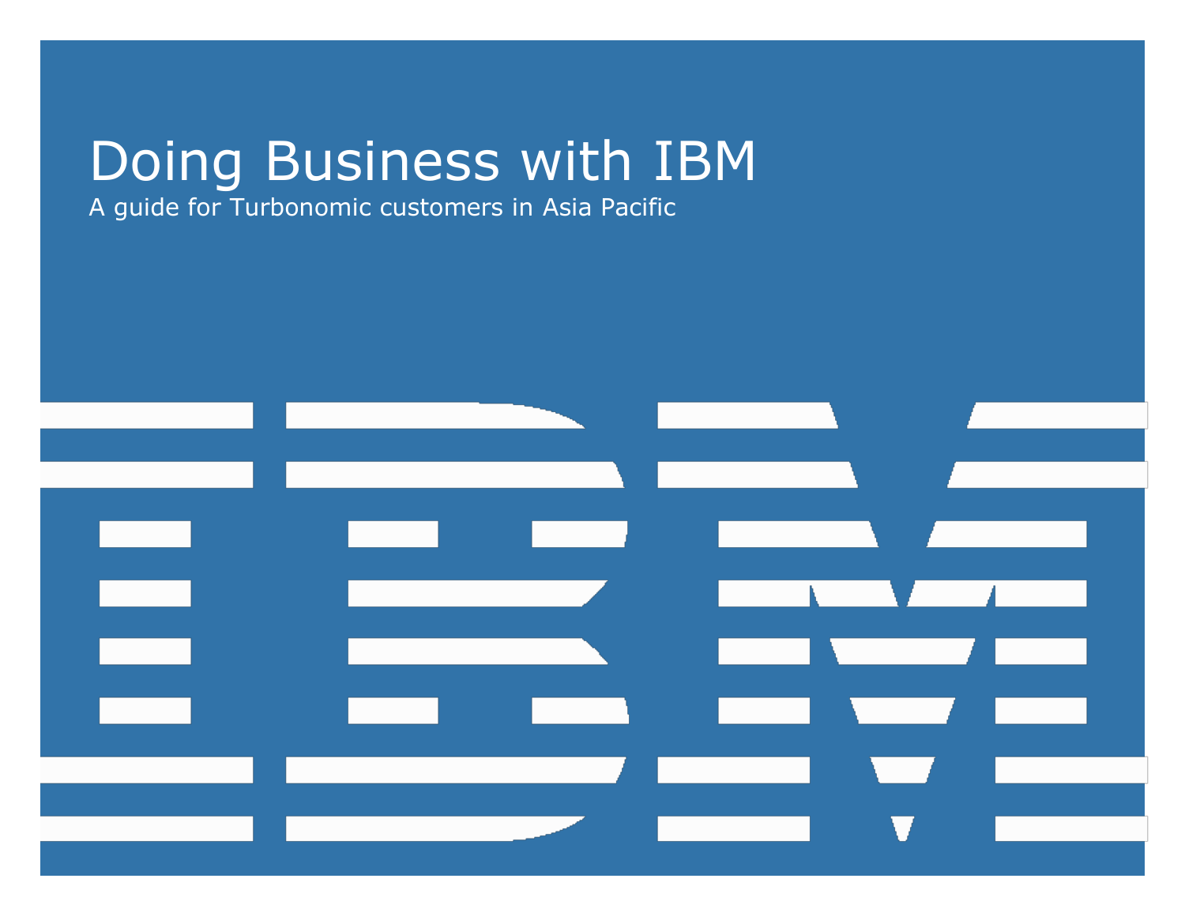# Doing Business with IBM

A guide for Turbonomic customers in Asia Pacific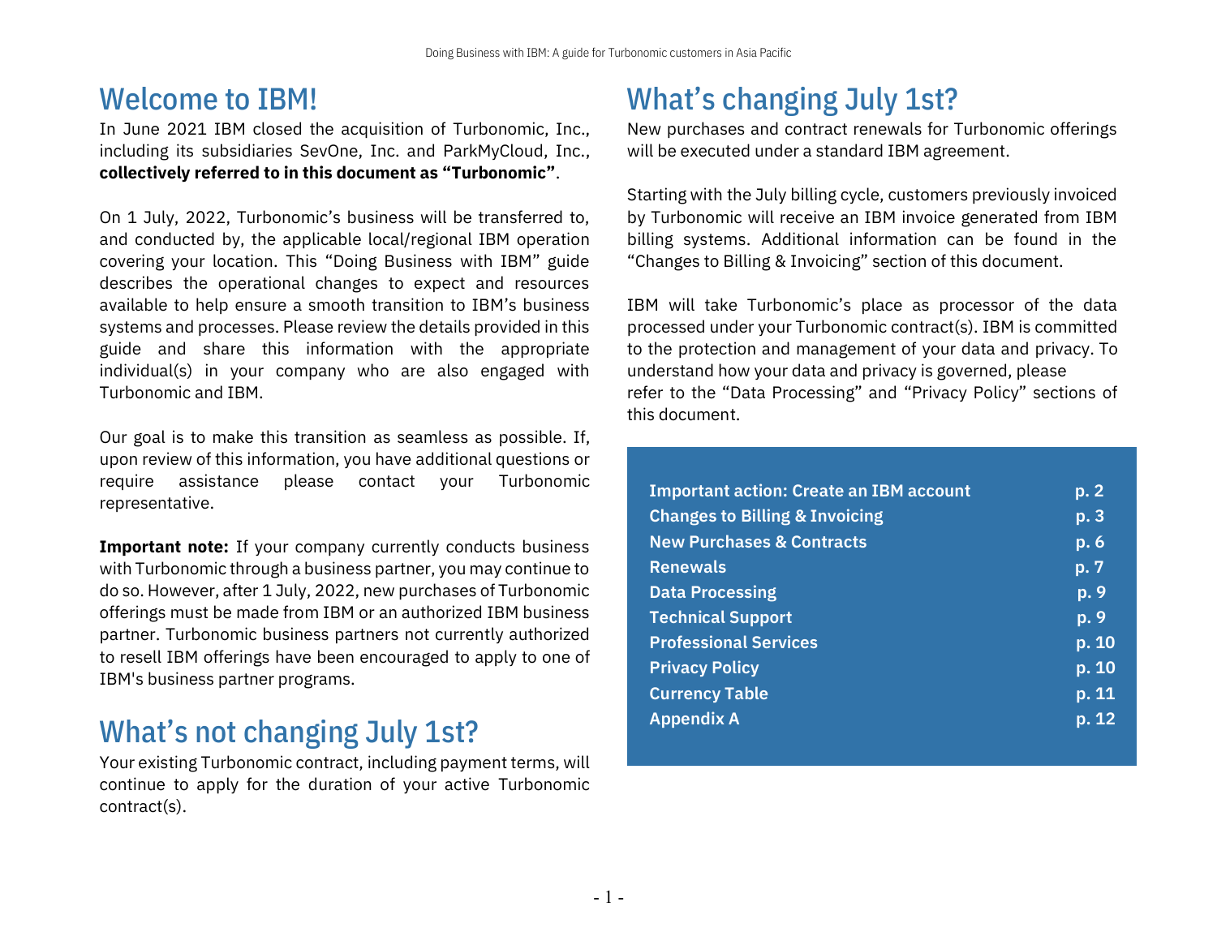# Welcome to IBM!

In June 2021 IBM closed the acquisition of Turbonomic, Inc., including its subsidiaries SevOne, Inc. and ParkMyCloud, Inc., **collectively referred to in this document as "Turbonomic"**.

On 1 July, 2022, Turbonomic's business will be transferred to, and conducted by, the applicable local/regional IBM operation covering your location. This "Doing Business with IBM" guide describes the operational changes to expect and resources available to help ensure a smooth transition to IBM's business systems and processes. Please review the details provided in this guide and share this information with the appropriate individual(s) in your company who are also engaged with Turbonomic and IBM.

Our goal is to make this transition as seamless as possible. If, upon review of this information, you have additional questions or require assistance please contact your Turbonomic representative.

**Important note:** If your company currently conducts business with Turbonomic through a business partner, you may continue to do so. However, after 1 July, 2022, new purchases of Turbonomic offerings must be made from IBM or an authorized IBM business partner. Turbonomic business partners not currently authorized to resell IBM offerings have been encouraged to apply to one of IBM's business partner programs.

# What's not changing July 1st?

Your existing Turbonomic contract, including payment terms, will continue to apply for the duration of your active Turbonomic contract(s).

# What's changing July 1st?

New purchases and contract renewals for Turbonomic offerings will be executed under a standard IBM agreement.

Starting with the July billing cycle, customers previously invoiced by Turbonomic will receive an IBM invoice generated from IBM billing systems. Additional information can be found in the "Changes to Billing & Invoicing" section of this document.

IBM will take Turbonomic's place as processor of the data processed under your Turbonomic contract(s). IBM is committed to the protection and management of your data and privacy. To understand how your data and privacy is governed, please refer to the "Data Processing" and "Privacy Policy" sections of this document.

| | |
|---|---|
| **Important action: Create an IBM account** | **p. 2** |
| **Changes to Billing & Invoicing** | **p. 3** |
| **New Purchases & Contracts** | **p. 6** |
| **Renewals** | **p. 7** |
| **Data Processing** | **p. 9** |
| **Technical Support** | **p. 9** |
| **Professional Services** | **p. 10** |
| **Privacy Policy** | **p. 10** |
| **Currency Table** | **p. 11** |
| **Appendix A** | **p. 12** |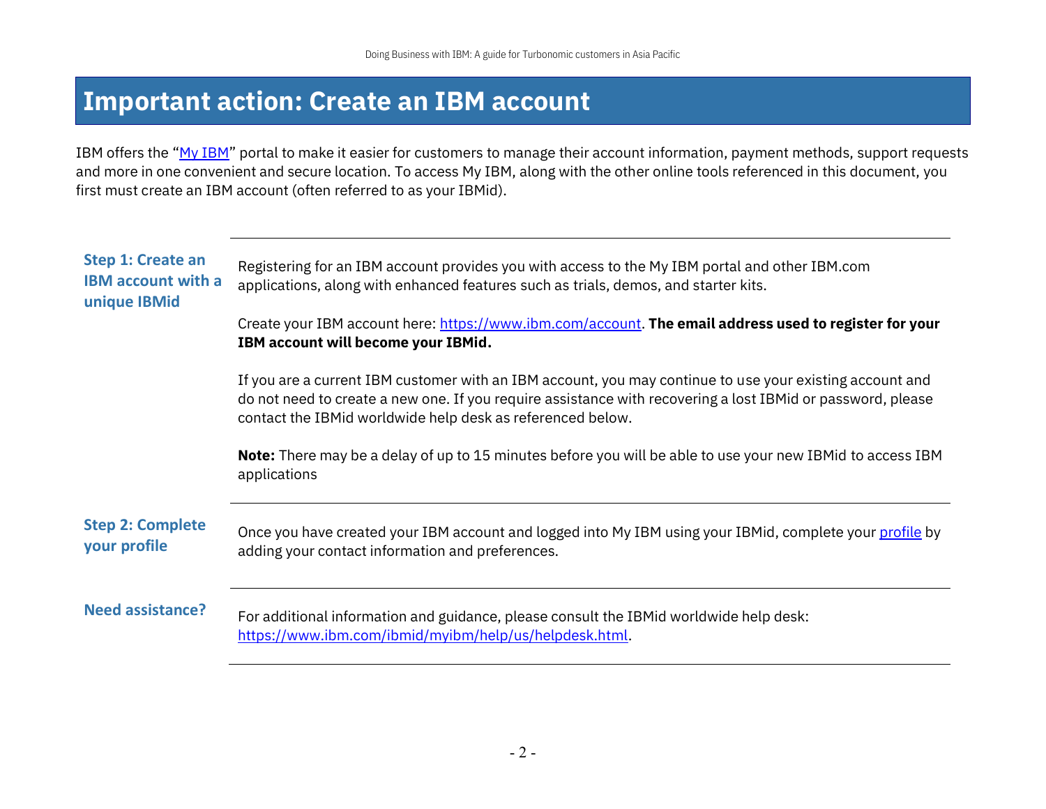# Important action: Create an IBM account

IBM offers the "My IBM" portal to make it easier for customers to manage their account information, payment methods, support requests and more in one convenient and secure location. To access My IBM, along with the other online tools referenced in this document, you first must create an IBM account (often referred to as your IBMid).

| | |
|---|---|
| **Step 1: Create an IBM account with a unique IBMid** | Registering for an IBM account provides you with access to the My IBM portal and other IBM.com applications, along with enhanced features such as trials, demos, and starter kits.<br><br>Create your IBM account here: https://www.ibm.com/account. **The email address used to register for your IBM account will become your IBMid.**<br><br>If you are a current IBM customer with an IBM account, you may continue to use your existing account and do not need to create a new one. If you require assistance with recovering a lost IBMid or password, please contact the IBMid worldwide help desk as referenced below.<br><br>**Note:** There may be a delay of up to 15 minutes before you will be able to use your new IBMid to access IBM applications |
| **Step 2: Complete your profile** | Once you have created your IBM account and logged into My IBM using your IBMid, complete your profile by adding your contact information and preferences. |
| **Need assistance?** | For additional information and guidance, please consult the IBMid worldwide help desk: https://www.ibm.com/ibmid/myibm/help/us/helpdesk.html. |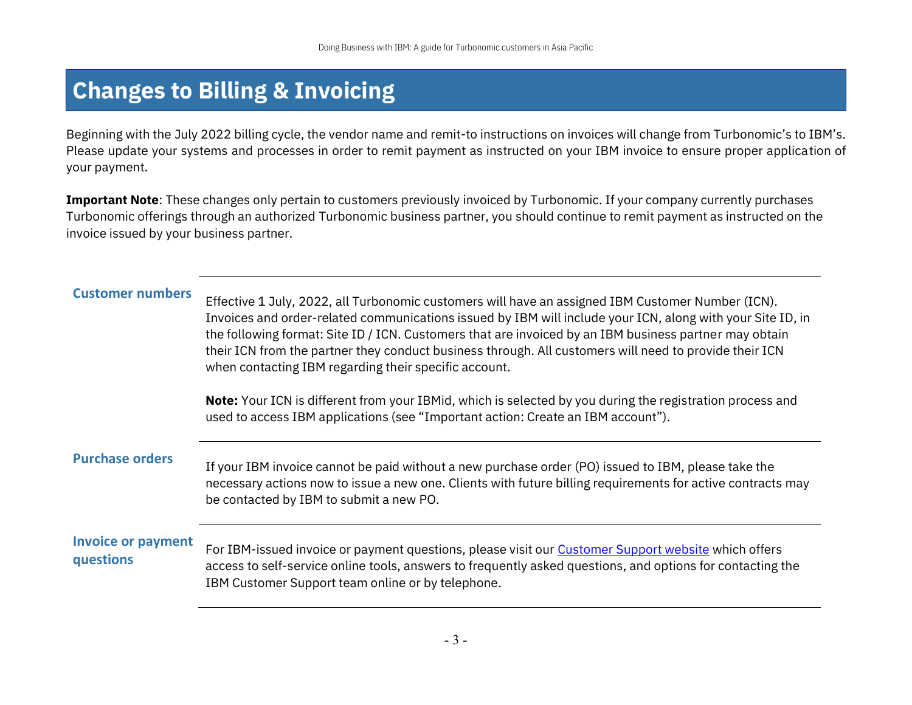# Changes to Billing & Invoicing

Beginning with the July 2022 billing cycle, the vendor name and remit-to instructions on invoices will change from Turbonomic's to IBM's. Please update your systems and processes in order to remit payment as instructed on your IBM invoice to ensure proper application of your payment.

**Important Note**: These changes only pertain to customers previously invoiced by Turbonomic. If your company currently purchases Turbonomic offerings through an authorized Turbonomic business partner, you should continue to remit payment as instructed on the invoice issued by your business partner.

### Customer numbers

Effective 1 July, 2022, all Turbonomic customers will have an assigned IBM Customer Number (ICN). Invoices and order-related communications issued by IBM will include your ICN, along with your Site ID, in the following format: Site ID / ICN. Customers that are invoiced by an IBM business partner may obtain their ICN from the partner they conduct business through. All customers will need to provide their ICN when contacting IBM regarding their specific account.

**Note:** Your ICN is different from your IBMid, which is selected by you during the registration process and used to access IBM applications (see "Important action: Create an IBM account").

### Purchase orders

If your IBM invoice cannot be paid without a new purchase order (PO) issued to IBM, please take the necessary actions now to issue a new one. Clients with future billing requirements for active contracts may be contacted by IBM to submit a new PO.

### Invoice or payment questions

For IBM-issued invoice or payment questions, please visit our Customer Support website which offers access to self-service online tools, answers to frequently asked questions, and options for contacting the IBM Customer Support team online or by telephone.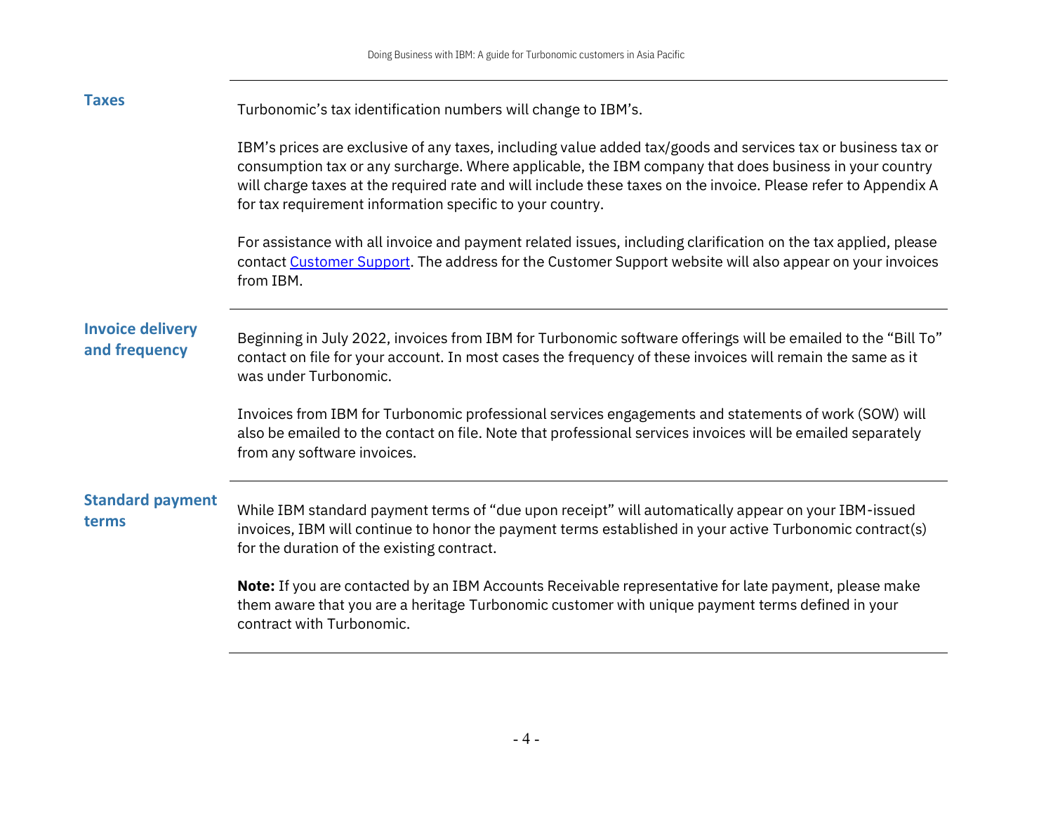## Taxes

Turbonomic's tax identification numbers will change to IBM's.

IBM's prices are exclusive of any taxes, including value added tax/goods and services tax or business tax or consumption tax or any surcharge. Where applicable, the IBM company that does business in your country will charge taxes at the required rate and will include these taxes on the invoice. Please refer to Appendix A for tax requirement information specific to your country.

For assistance with all invoice and payment related issues, including clarification on the tax applied, please contact Customer Support. The address for the Customer Support website will also appear on your invoices from IBM.

## Invoice delivery and frequency

Beginning in July 2022, invoices from IBM for Turbonomic software offerings will be emailed to the "Bill To" contact on file for your account. In most cases the frequency of these invoices will remain the same as it was under Turbonomic.

Invoices from IBM for Turbonomic professional services engagements and statements of work (SOW) will also be emailed to the contact on file. Note that professional services invoices will be emailed separately from any software invoices.

## Standard payment terms

While IBM standard payment terms of "due upon receipt" will automatically appear on your IBM-issued invoices, IBM will continue to honor the payment terms established in your active Turbonomic contract(s) for the duration of the existing contract.

**Note:** If you are contacted by an IBM Accounts Receivable representative for late payment, please make them aware that you are a heritage Turbonomic customer with unique payment terms defined in your contract with Turbonomic.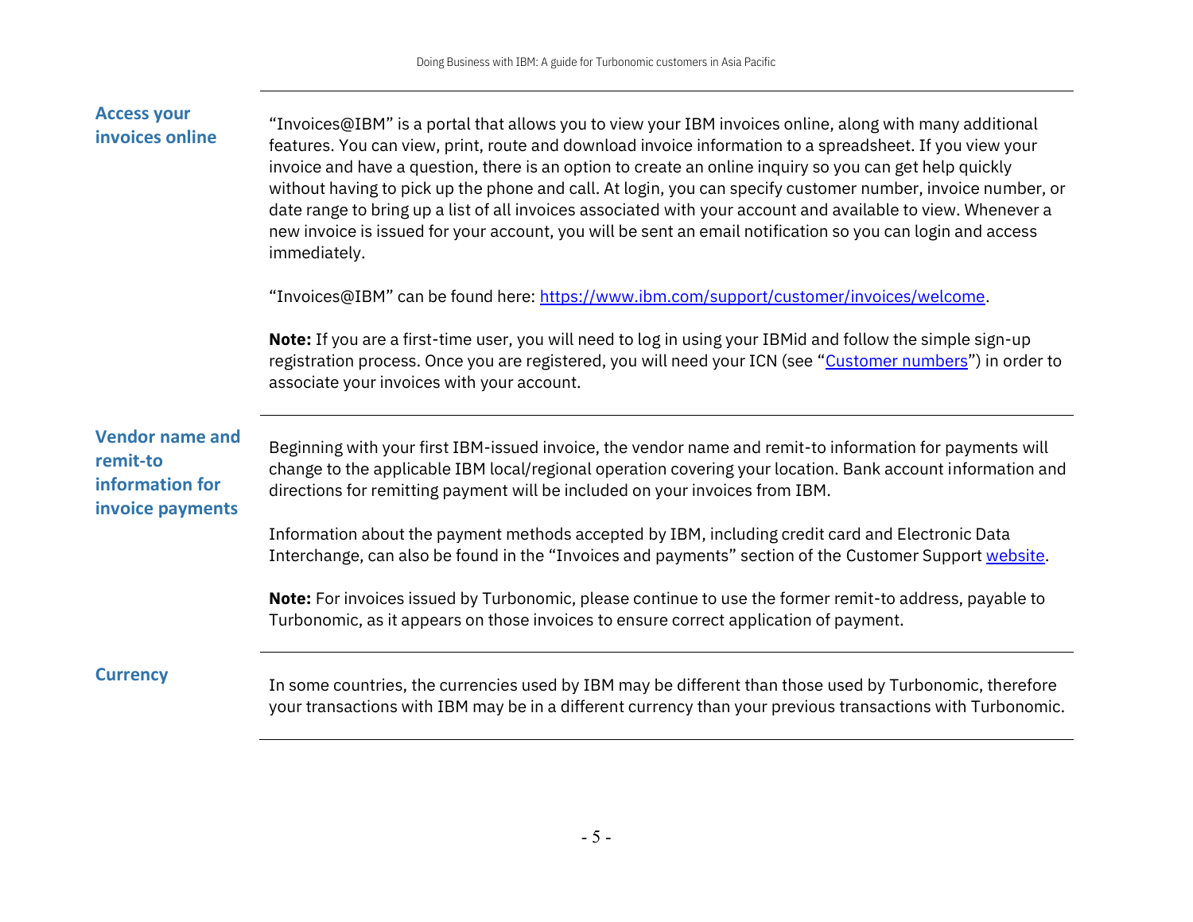## Access your invoices online

"Invoices@IBM" is a portal that allows you to view your IBM invoices online, along with many additional features. You can view, print, route and download invoice information to a spreadsheet. If you view your invoice and have a question, there is an option to create an online inquiry so you can get help quickly without having to pick up the phone and call. At login, you can specify customer number, invoice number, or date range to bring up a list of all invoices associated with your account and available to view. Whenever a new invoice is issued for your account, you will be sent an email notification so you can login and access immediately.

"Invoices@IBM" can be found here: [https://www.ibm.com/support/customer/invoices/welcome](https://www.ibm.com/support/customer/invoices/welcome).

**Note:** If you are a first-time user, you will need to log in using your IBMid and follow the simple sign-up registration process. Once you are registered, you will need your ICN (see "Customer numbers") in order to associate your invoices with your account.

## Vendor name and remit-to information for invoice payments

Beginning with your first IBM-issued invoice, the vendor name and remit-to information for payments will change to the applicable IBM local/regional operation covering your location. Bank account information and directions for remitting payment will be included on your invoices from IBM.

Information about the payment methods accepted by IBM, including credit card and Electronic Data Interchange, can also be found in the "Invoices and payments" section of the Customer Support website.

**Note:** For invoices issued by Turbonomic, please continue to use the former remit-to address, payable to Turbonomic, as it appears on those invoices to ensure correct application of payment.

## Currency

In some countries, the currencies used by IBM may be different than those used by Turbonomic, therefore your transactions with IBM may be in a different currency than your previous transactions with Turbonomic.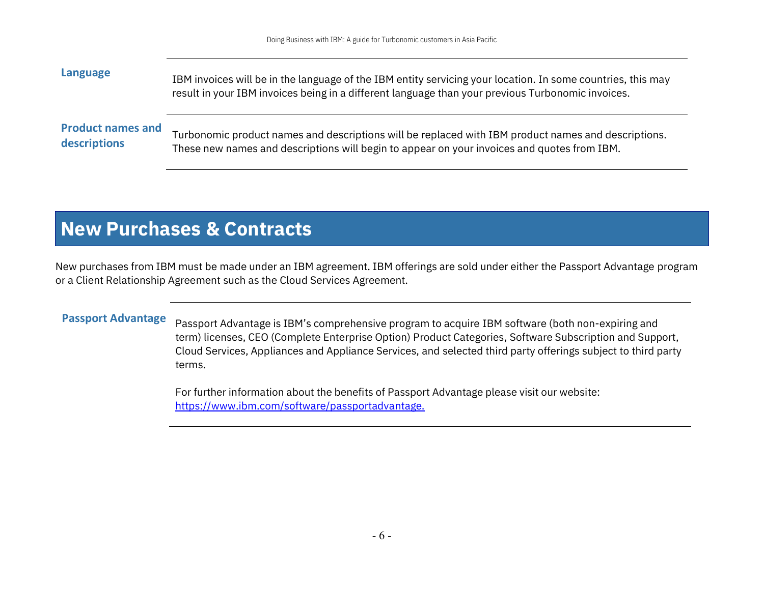| | |
|---|---|
| **Language** | IBM invoices will be in the language of the IBM entity servicing your location. In some countries, this may result in your IBM invoices being in a different language than your previous Turbonomic invoices. |
| **Product names and descriptions** | Turbonomic product names and descriptions will be replaced with IBM product names and descriptions. These new names and descriptions will begin to appear on your invoices and quotes from IBM. |

# New Purchases & Contracts

New purchases from IBM must be made under an IBM agreement. IBM offerings are sold under either the Passport Advantage program or a Client Relationship Agreement such as the Cloud Services Agreement.

| | |
|---|---|
| **Passport Advantage** | Passport Advantage is IBM's comprehensive program to acquire IBM software (both non-expiring and term) licenses, CEO (Complete Enterprise Option) Product Categories, Software Subscription and Support, Cloud Services, Appliances and Appliance Services, and selected third party offerings subject to third party terms.<br><br>For further information about the benefits of Passport Advantage please visit our website: [https://www.ibm.com/software/passportadvantage.](https://www.ibm.com/software/passportadvantage) |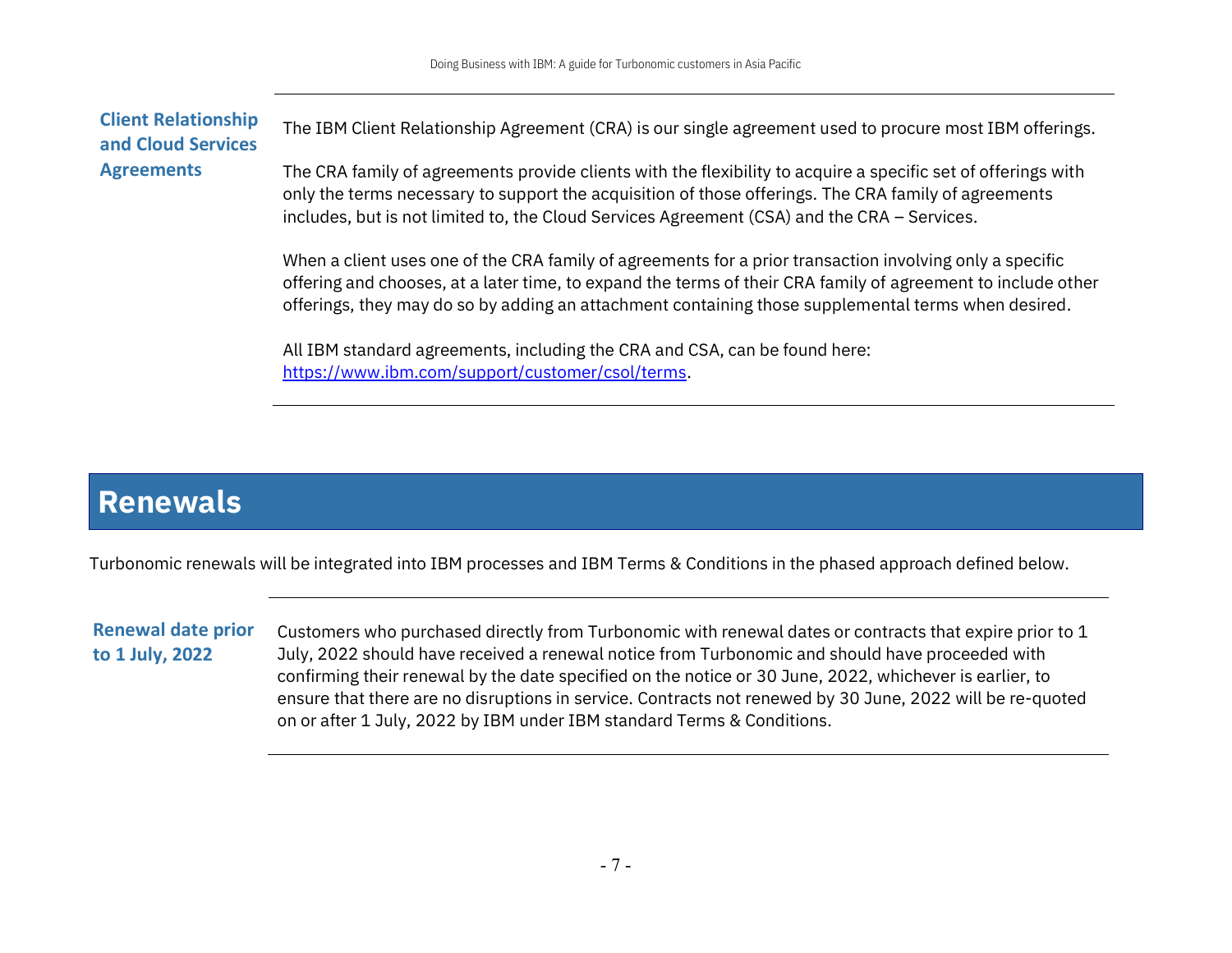### Client Relationship and Cloud Services Agreements

The IBM Client Relationship Agreement (CRA) is our single agreement used to procure most IBM offerings.

The CRA family of agreements provide clients with the flexibility to acquire a specific set of offerings with only the terms necessary to support the acquisition of those offerings. The CRA family of agreements includes, but is not limited to, the Cloud Services Agreement (CSA) and the CRA – Services.

When a client uses one of the CRA family of agreements for a prior transaction involving only a specific offering and chooses, at a later time, to expand the terms of their CRA family of agreement to include other offerings, they may do so by adding an attachment containing those supplemental terms when desired.

All IBM standard agreements, including the CRA and CSA, can be found here: [https://www.ibm.com/support/customer/csol/terms](https://www.ibm.com/support/customer/csol/terms).

## Renewals

Turbonomic renewals will be integrated into IBM processes and IBM Terms & Conditions in the phased approach defined below.

### Renewal date prior to 1 July, 2022

Customers who purchased directly from Turbonomic with renewal dates or contracts that expire prior to 1 July, 2022 should have received a renewal notice from Turbonomic and should have proceeded with confirming their renewal by the date specified on the notice or 30 June, 2022, whichever is earlier, to ensure that there are no disruptions in service. Contracts not renewed by 30 June, 2022 will be re-quoted on or after 1 July, 2022 by IBM under IBM standard Terms & Conditions.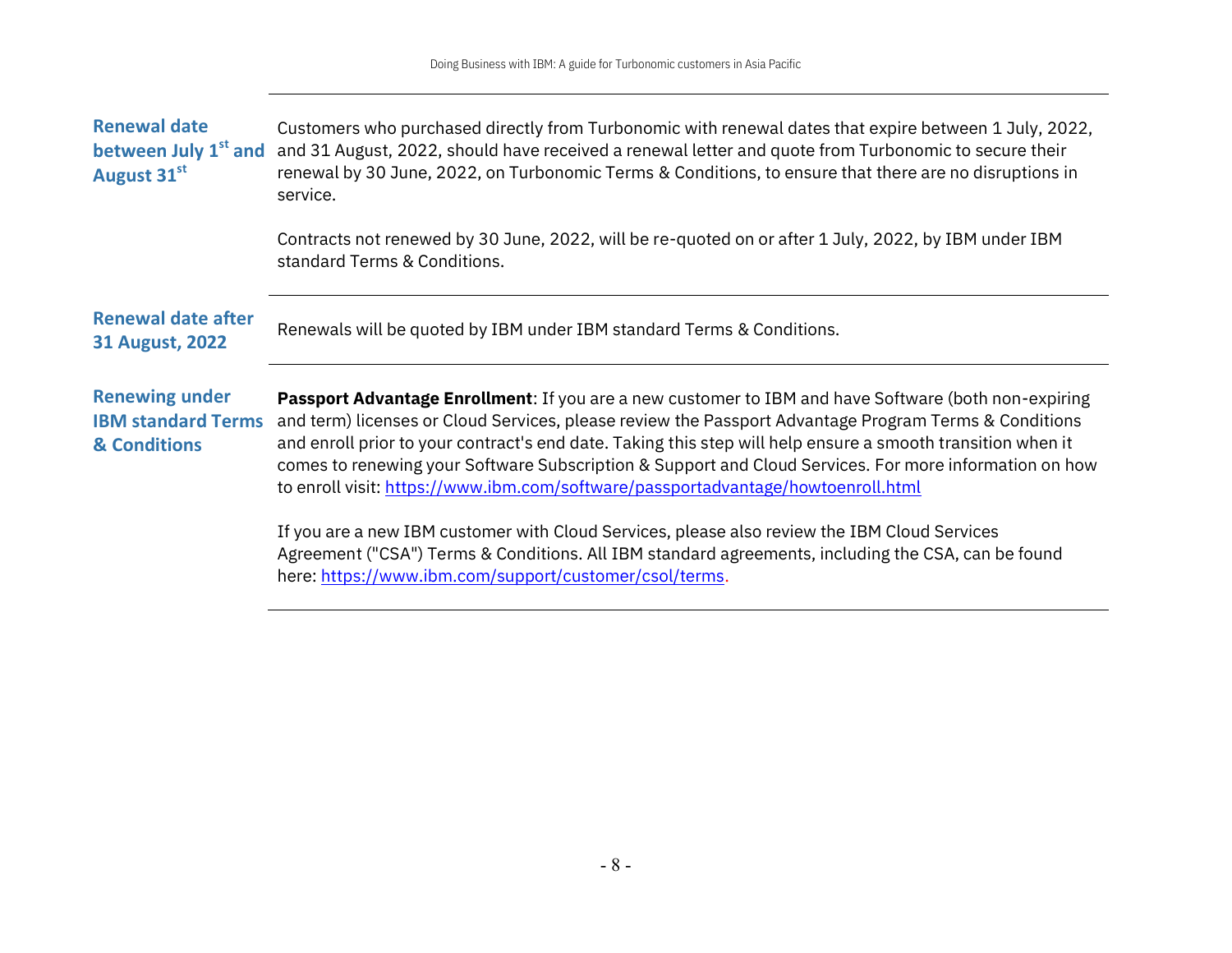| | |
|---|---|
| **Renewal date between July 1st and August 31st** | Customers who purchased directly from Turbonomic with renewal dates that expire between 1 July, 2022, and 31 August, 2022, should have received a renewal letter and quote from Turbonomic to secure their renewal by 30 June, 2022, on Turbonomic Terms & Conditions, to ensure that there are no disruptions in service.<br><br>Contracts not renewed by 30 June, 2022, will be re-quoted on or after 1 July, 2022, by IBM under IBM standard Terms & Conditions. |
| **Renewal date after 31 August, 2022** | Renewals will be quoted by IBM under IBM standard Terms & Conditions. |
| **Renewing under IBM standard Terms & Conditions** | **Passport Advantage Enrollment**: If you are a new customer to IBM and have Software (both non-expiring and term) licenses or Cloud Services, please review the Passport Advantage Program Terms & Conditions and enroll prior to your contract's end date. Taking this step will help ensure a smooth transition when it comes to renewing your Software Subscription & Support and Cloud Services. For more information on how to enroll visit: https://www.ibm.com/software/passportadvantage/howtoenroll.html<br><br>If you are a new IBM customer with Cloud Services, please also review the IBM Cloud Services Agreement ("CSA") Terms & Conditions. All IBM standard agreements, including the CSA, can be found here: https://www.ibm.com/support/customer/csol/terms. |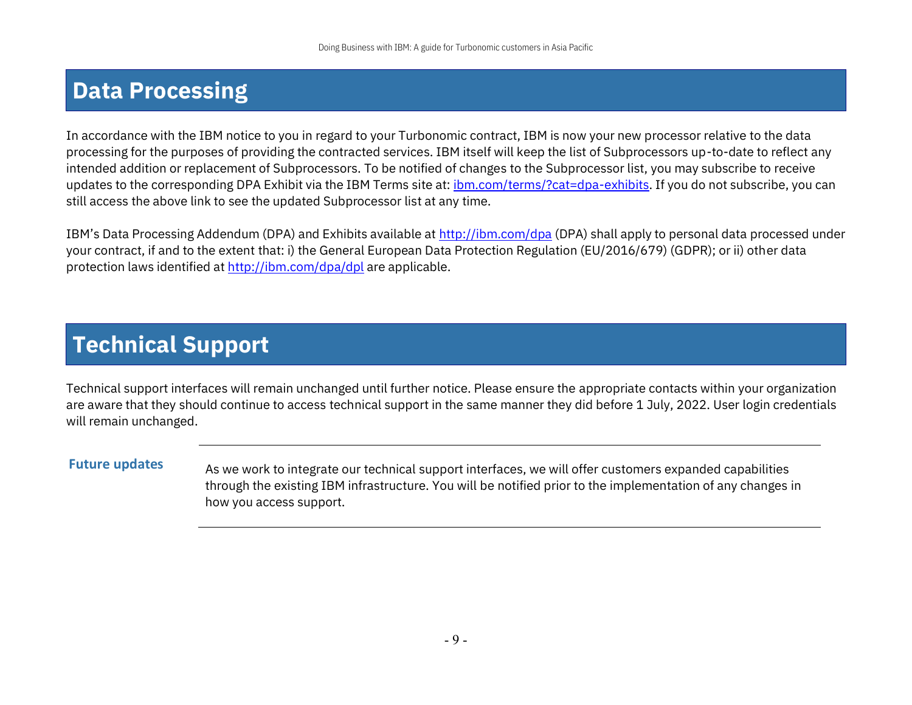# Data Processing

In accordance with the IBM notice to you in regard to your Turbonomic contract, IBM is now your new processor relative to the data processing for the purposes of providing the contracted services. IBM itself will keep the list of Subprocessors up-to-date to reflect any intended addition or replacement of Subprocessors. To be notified of changes to the Subprocessor list, you may subscribe to receive updates to the corresponding DPA Exhibit via the IBM Terms site at: ibm.com/terms/?cat=dpa-exhibits. If you do not subscribe, you can still access the above link to see the updated Subprocessor list at any time.

IBM's Data Processing Addendum (DPA) and Exhibits available at http://ibm.com/dpa (DPA) shall apply to personal data processed under your contract, if and to the extent that: i) the General European Data Protection Regulation (EU/2016/679) (GDPR); or ii) other data protection laws identified at http://ibm.com/dpa/dpl are applicable.

# Technical Support

Technical support interfaces will remain unchanged until further notice. Please ensure the appropriate contacts within your organization are aware that they should continue to access technical support in the same manner they did before 1 July, 2022. User login credentials will remain unchanged.

### Future updates

As we work to integrate our technical support interfaces, we will offer customers expanded capabilities through the existing IBM infrastructure. You will be notified prior to the implementation of any changes in how you access support.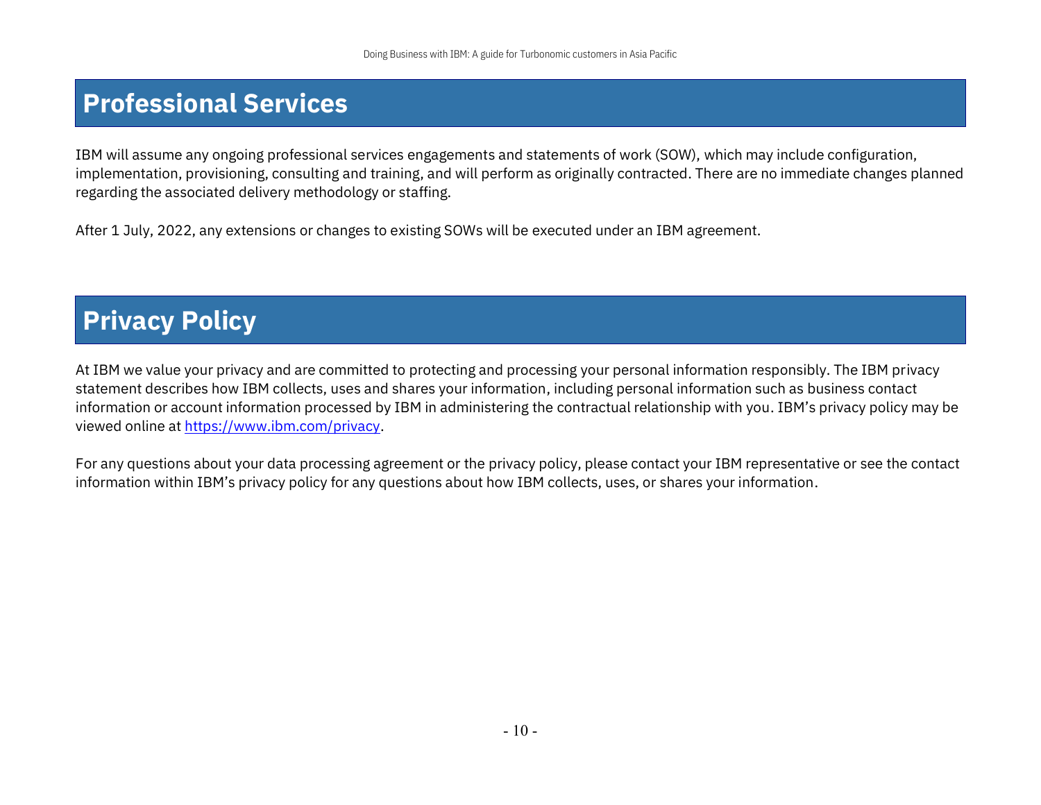# Professional Services

IBM will assume any ongoing professional services engagements and statements of work (SOW), which may include configuration, implementation, provisioning, consulting and training, and will perform as originally contracted. There are no immediate changes planned regarding the associated delivery methodology or staffing.

After 1 July, 2022, any extensions or changes to existing SOWs will be executed under an IBM agreement.

# Privacy Policy

At IBM we value your privacy and are committed to protecting and processing your personal information responsibly. The IBM privacy statement describes how IBM collects, uses and shares your information, including personal information such as business contact information or account information processed by IBM in administering the contractual relationship with you. IBM's privacy policy may be viewed online at [https://www.ibm.com/privacy](https://www.ibm.com/privacy).

For any questions about your data processing agreement or the privacy policy, please contact your IBM representative or see the contact information within IBM's privacy policy for any questions about how IBM collects, uses, or shares your information.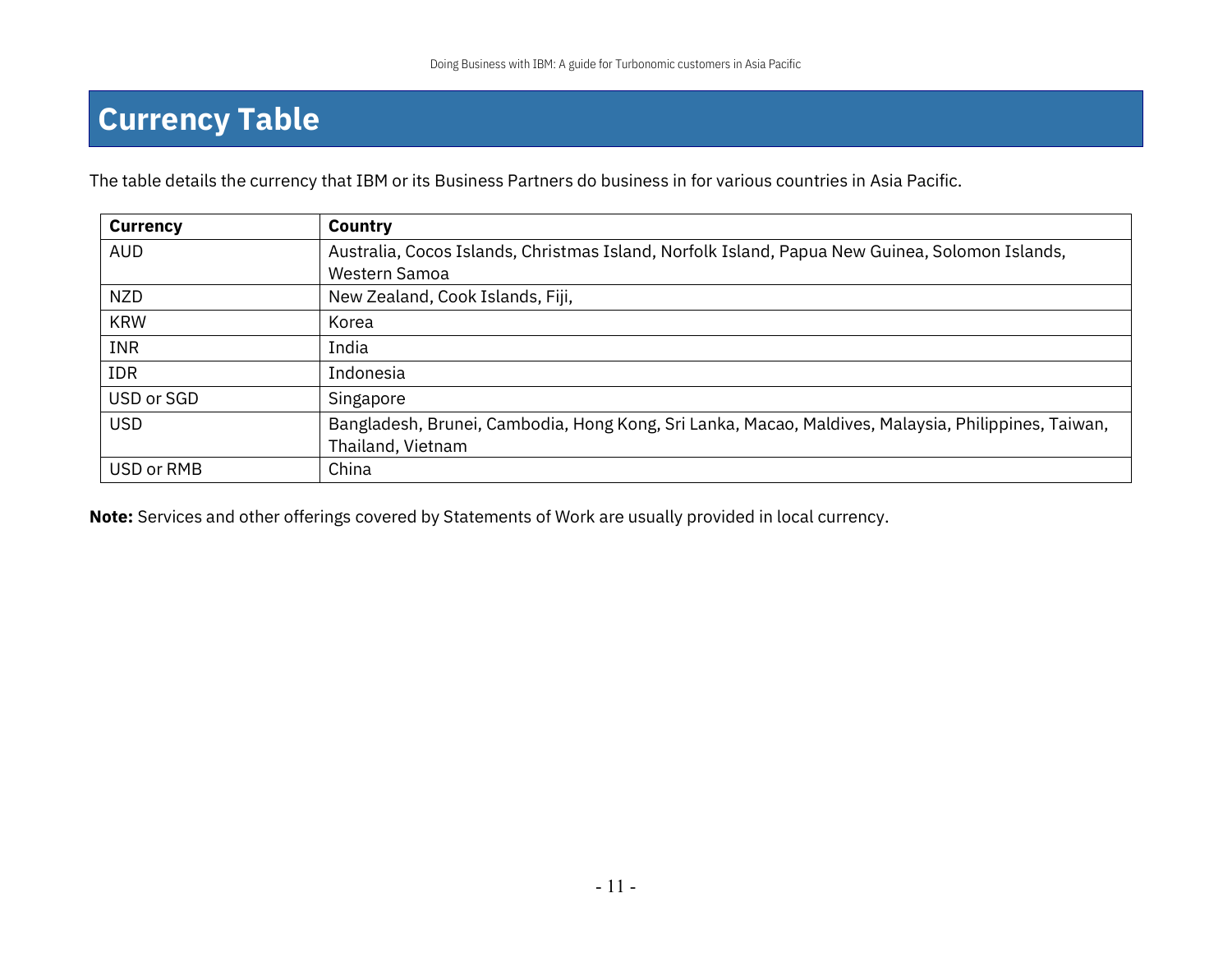# Currency Table

The table details the currency that IBM or its Business Partners do business in for various countries in Asia Pacific.

| Currency | Country |
|---|---|
| AUD | Australia, Cocos Islands, Christmas Island, Norfolk Island, Papua New Guinea, Solomon Islands, Western Samoa |
| NZD | New Zealand, Cook Islands, Fiji, |
| KRW | Korea |
| INR | India |
| IDR | Indonesia |
| USD or SGD | Singapore |
| USD | Bangladesh, Brunei, Cambodia, Hong Kong, Sri Lanka, Macao, Maldives, Malaysia, Philippines, Taiwan, Thailand, Vietnam |
| USD or RMB | China |

**Note:** Services and other offerings covered by Statements of Work are usually provided in local currency.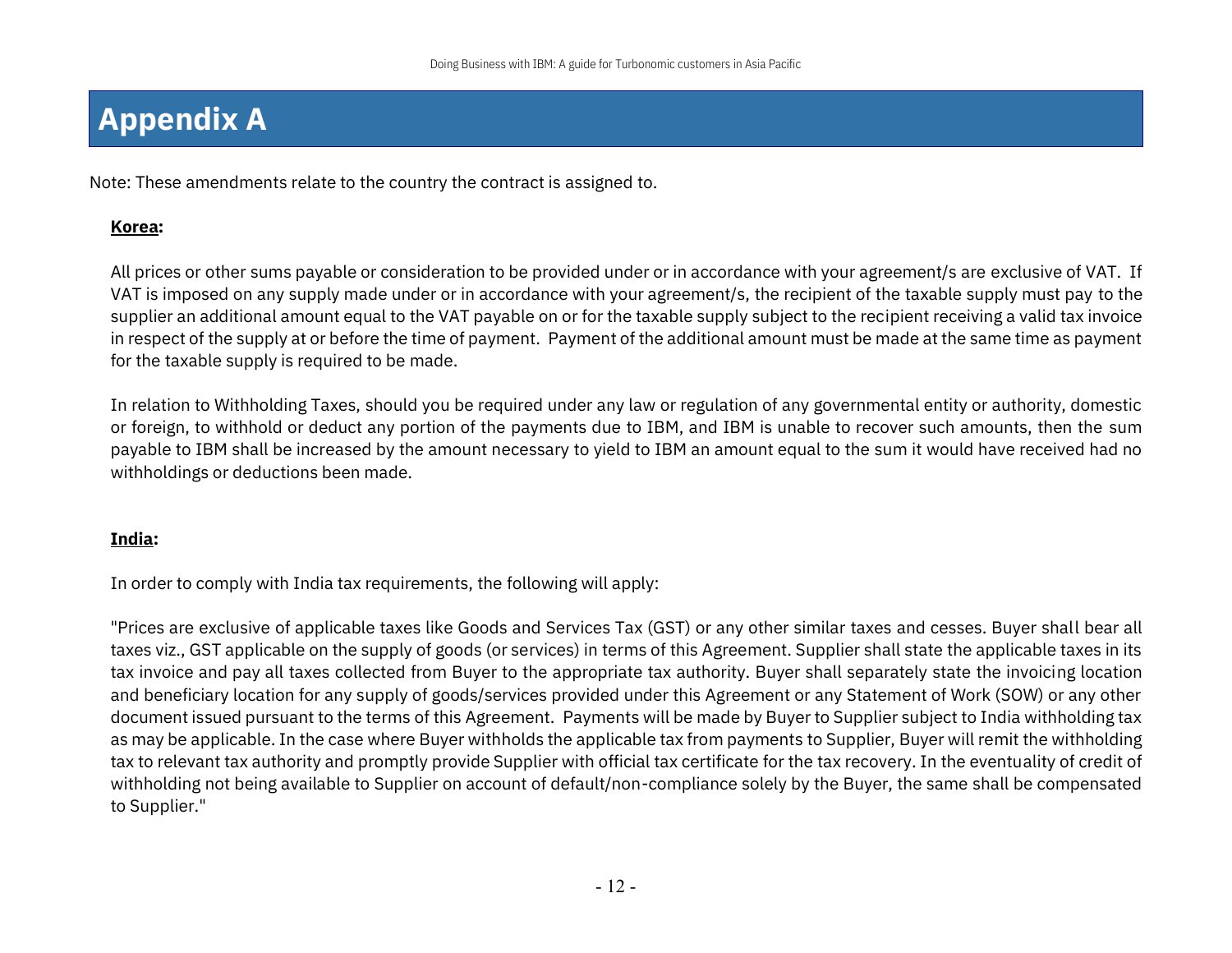# Appendix A

Note: These amendments relate to the country the contract is assigned to.

**Korea:**

All prices or other sums payable or consideration to be provided under or in accordance with your agreement/s are exclusive of VAT. If VAT is imposed on any supply made under or in accordance with your agreement/s, the recipient of the taxable supply must pay to the supplier an additional amount equal to the VAT payable on or for the taxable supply subject to the recipient receiving a valid tax invoice in respect of the supply at or before the time of payment. Payment of the additional amount must be made at the same time as payment for the taxable supply is required to be made.

In relation to Withholding Taxes, should you be required under any law or regulation of any governmental entity or authority, domestic or foreign, to withhold or deduct any portion of the payments due to IBM, and IBM is unable to recover such amounts, then the sum payable to IBM shall be increased by the amount necessary to yield to IBM an amount equal to the sum it would have received had no withholdings or deductions been made.

**India:**

In order to comply with India tax requirements, the following will apply:

"Prices are exclusive of applicable taxes like Goods and Services Tax (GST) or any other similar taxes and cesses. Buyer shall bear all taxes viz., GST applicable on the supply of goods (or services) in terms of this Agreement. Supplier shall state the applicable taxes in its tax invoice and pay all taxes collected from Buyer to the appropriate tax authority. Buyer shall separately state the invoicing location and beneficiary location for any supply of goods/services provided under this Agreement or any Statement of Work (SOW) or any other document issued pursuant to the terms of this Agreement. Payments will be made by Buyer to Supplier subject to India withholding tax as may be applicable. In the case where Buyer withholds the applicable tax from payments to Supplier, Buyer will remit the withholding tax to relevant tax authority and promptly provide Supplier with official tax certificate for the tax recovery. In the eventuality of credit of withholding not being available to Supplier on account of default/non-compliance solely by the Buyer, the same shall be compensated to Supplier."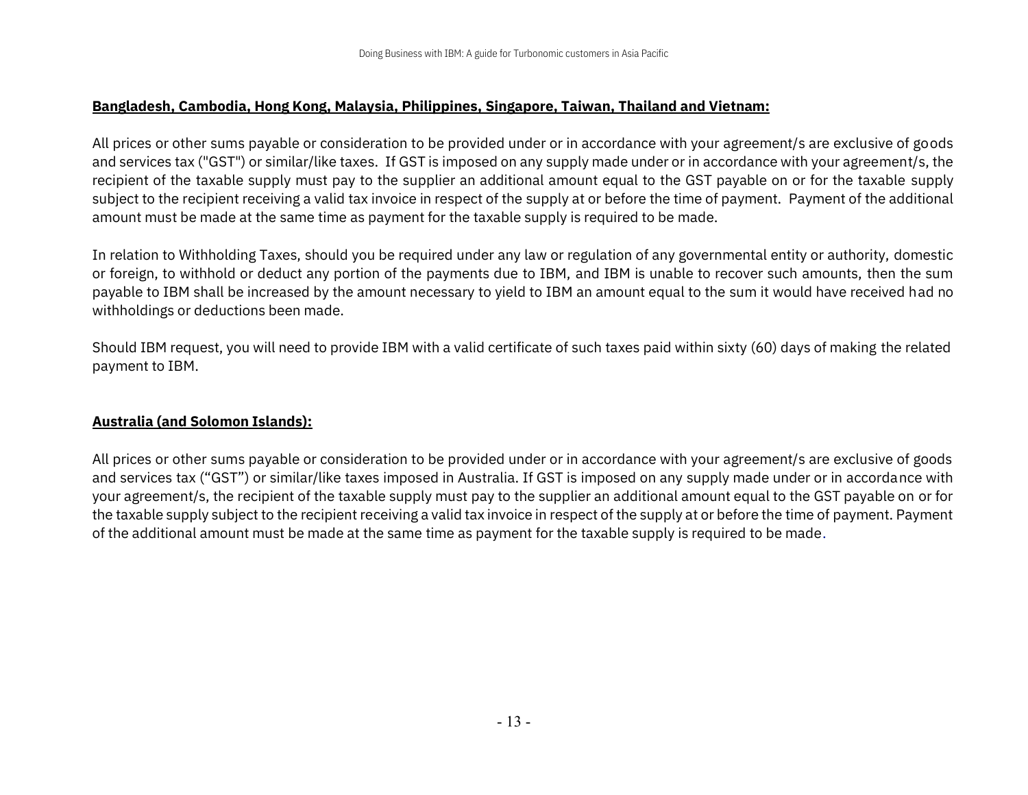**Bangladesh, Cambodia, Hong Kong, Malaysia, Philippines, Singapore, Taiwan, Thailand and Vietnam:**

All prices or other sums payable or consideration to be provided under or in accordance with your agreement/s are exclusive of goods and services tax ("GST") or similar/like taxes. If GST is imposed on any supply made under or in accordance with your agreement/s, the recipient of the taxable supply must pay to the supplier an additional amount equal to the GST payable on or for the taxable supply subject to the recipient receiving a valid tax invoice in respect of the supply at or before the time of payment. Payment of the additional amount must be made at the same time as payment for the taxable supply is required to be made.

In relation to Withholding Taxes, should you be required under any law or regulation of any governmental entity or authority, domestic or foreign, to withhold or deduct any portion of the payments due to IBM, and IBM is unable to recover such amounts, then the sum payable to IBM shall be increased by the amount necessary to yield to IBM an amount equal to the sum it would have received had no withholdings or deductions been made.

Should IBM request, you will need to provide IBM with a valid certificate of such taxes paid within sixty (60) days of making the related payment to IBM.

**Australia (and Solomon Islands):**

All prices or other sums payable or consideration to be provided under or in accordance with your agreement/s are exclusive of goods and services tax ("GST") or similar/like taxes imposed in Australia. If GST is imposed on any supply made under or in accordance with your agreement/s, the recipient of the taxable supply must pay to the supplier an additional amount equal to the GST payable on or for the taxable supply subject to the recipient receiving a valid tax invoice in respect of the supply at or before the time of payment. Payment of the additional amount must be made at the same time as payment for the taxable supply is required to be made.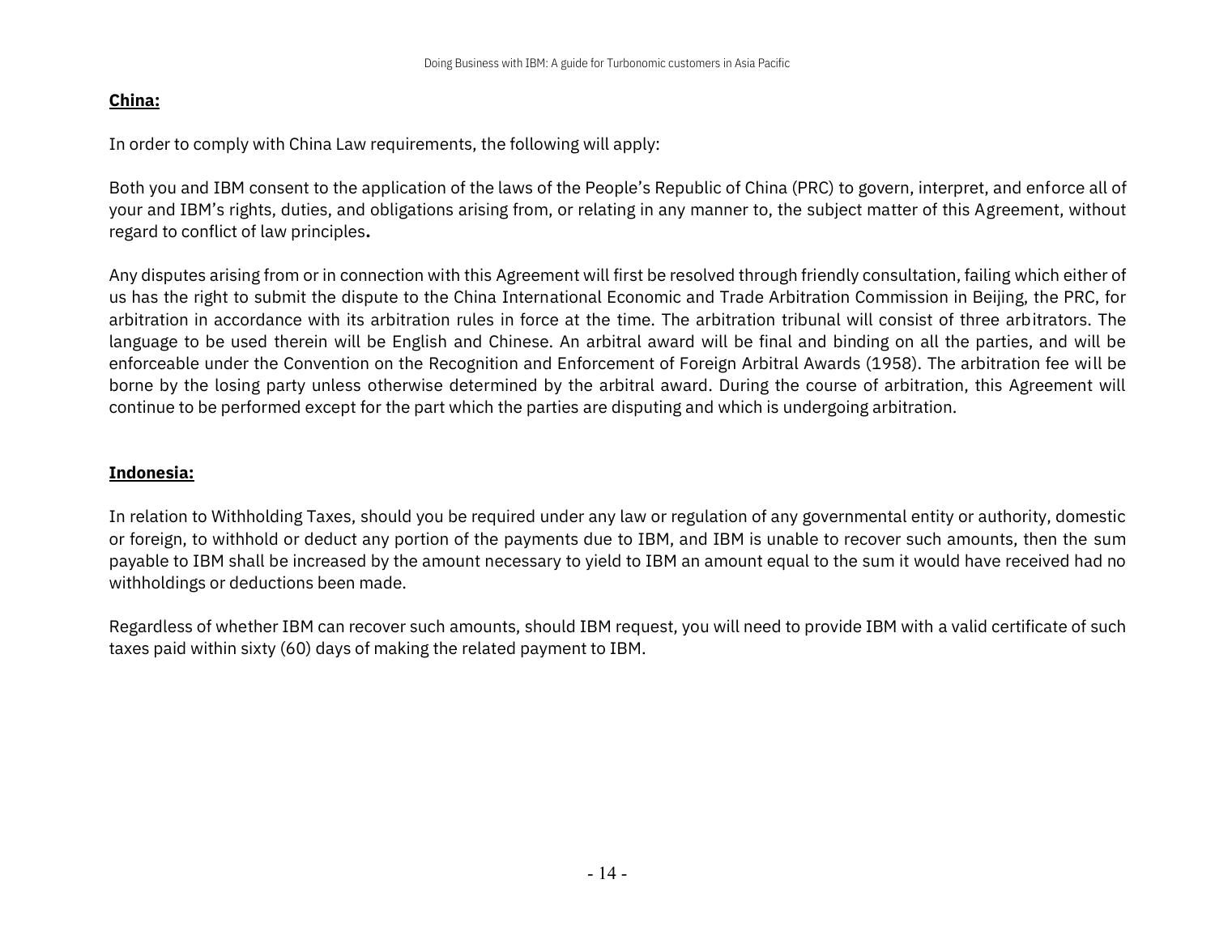**China:**

In order to comply with China Law requirements, the following will apply:

Both you and IBM consent to the application of the laws of the People's Republic of China (PRC) to govern, interpret, and enforce all of your and IBM's rights, duties, and obligations arising from, or relating in any manner to, the subject matter of this Agreement, without regard to conflict of law principles**.**

Any disputes arising from or in connection with this Agreement will first be resolved through friendly consultation, failing which either of us has the right to submit the dispute to the China International Economic and Trade Arbitration Commission in Beijing, the PRC, for arbitration in accordance with its arbitration rules in force at the time. The arbitration tribunal will consist of three arbitrators. The language to be used therein will be English and Chinese. An arbitral award will be final and binding on all the parties, and will be enforceable under the Convention on the Recognition and Enforcement of Foreign Arbitral Awards (1958). The arbitration fee will be borne by the losing party unless otherwise determined by the arbitral award. During the course of arbitration, this Agreement will continue to be performed except for the part which the parties are disputing and which is undergoing arbitration.

**Indonesia:**

In relation to Withholding Taxes, should you be required under any law or regulation of any governmental entity or authority, domestic or foreign, to withhold or deduct any portion of the payments due to IBM, and IBM is unable to recover such amounts, then the sum payable to IBM shall be increased by the amount necessary to yield to IBM an amount equal to the sum it would have received had no withholdings or deductions been made.

Regardless of whether IBM can recover such amounts, should IBM request, you will need to provide IBM with a valid certificate of such taxes paid within sixty (60) days of making the related payment to IBM.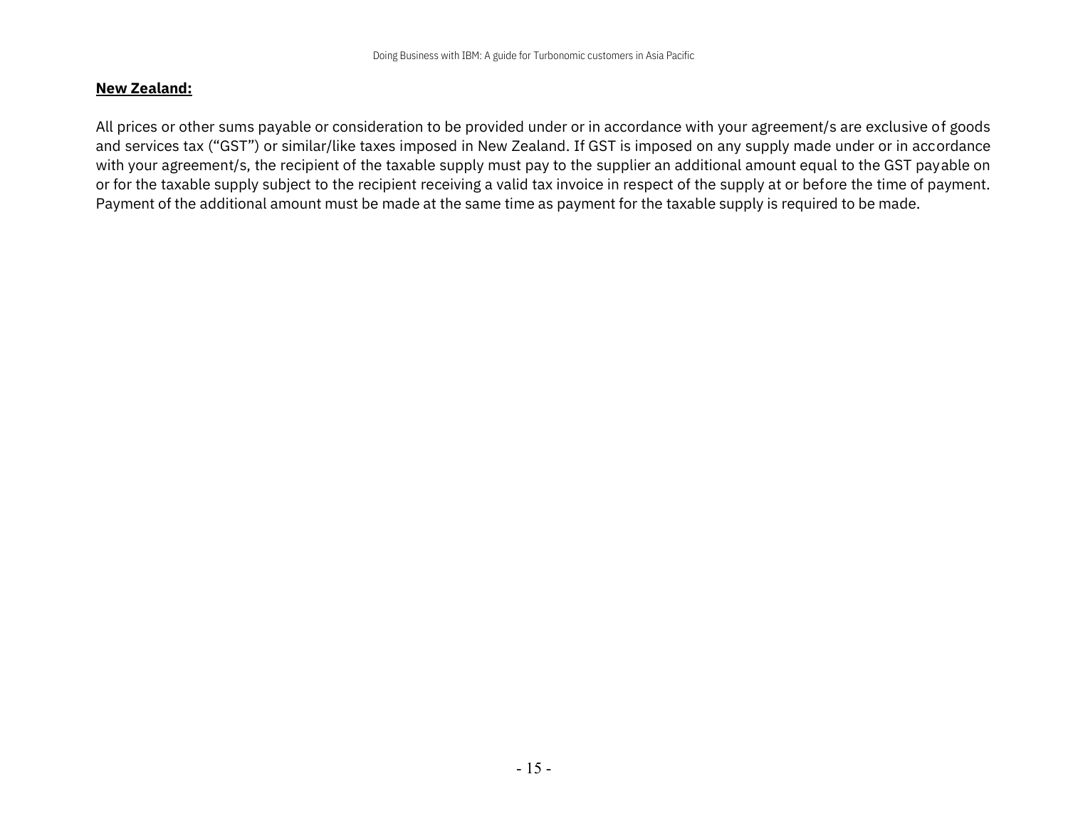**New Zealand:**

All prices or other sums payable or consideration to be provided under or in accordance with your agreement/s are exclusive of goods and services tax ("GST") or similar/like taxes imposed in New Zealand. If GST is imposed on any supply made under or in accordance with your agreement/s, the recipient of the taxable supply must pay to the supplier an additional amount equal to the GST payable on or for the taxable supply subject to the recipient receiving a valid tax invoice in respect of the supply at or before the time of payment. Payment of the additional amount must be made at the same time as payment for the taxable supply is required to be made.